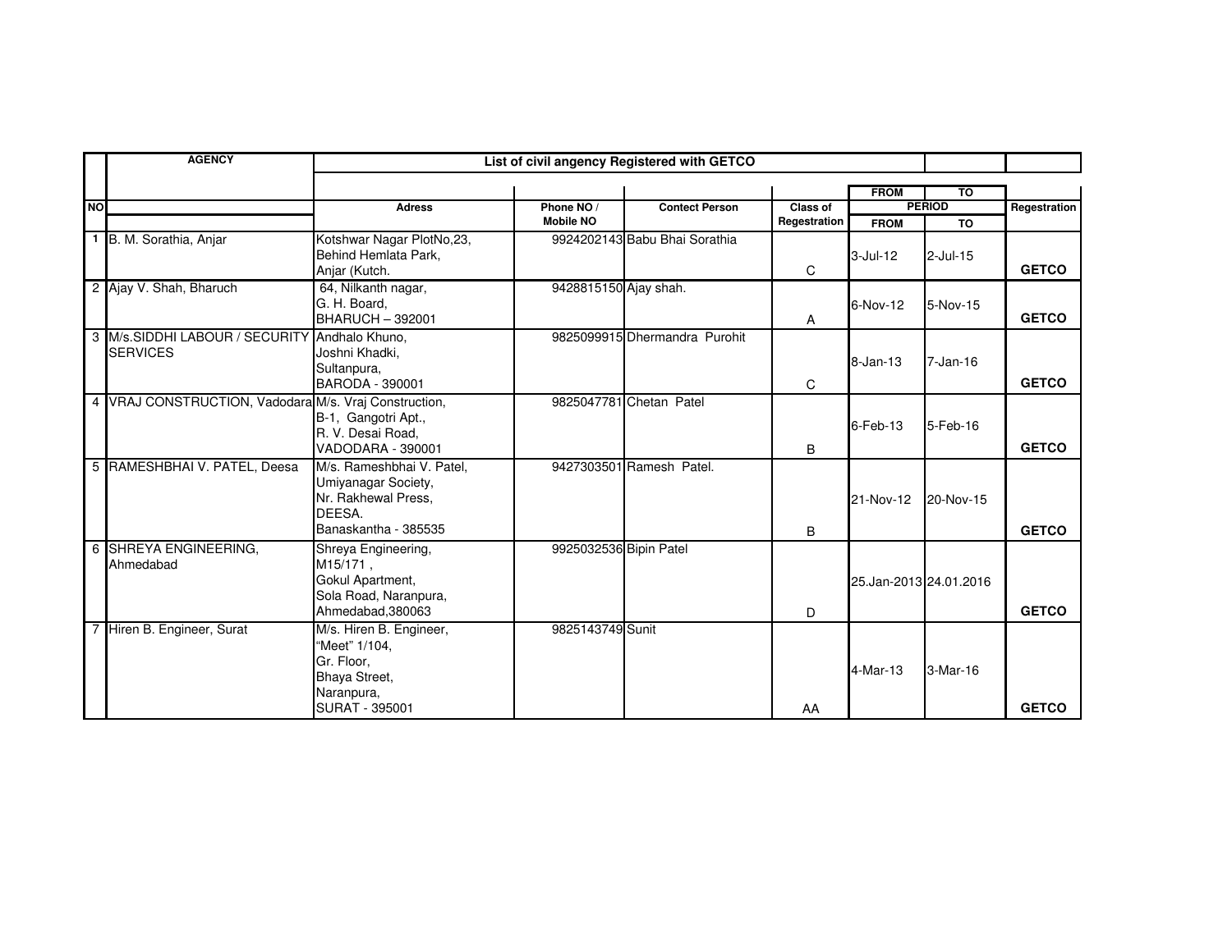| NO | AGENCY | List of civil angency Registered with GETCO | | | | | | |
|---|---|---|---|---|---|---|---|---|
| | | | | | | FROM | TO | |
| | | Adress | Phone NO / Mobile NO | Contect Person | Class of Regestration | PERIOD | | Regestration |
| | | | | | | FROM | TO | |
| 1 | B. M. Sorathia, Anjar | Kotshwar Nagar PlotNo,23, Behind Hemlata Park, Anjar (Kutch. | 9924202143 | Babu Bhai Sorathia | C | 3-Jul-12 | 2-Jul-15 | GETCO |
| 2 | Ajay V. Shah, Bharuch | 64, Nilkanth nagar, G. H. Board, BHARUCH – 392001 | 9428815150 | Ajay shah. | A | 6-Nov-12 | 5-Nov-15 | GETCO |
| 3 | M/s.SIDDHI LABOUR / SECURITY SERVICES | Andhalo Khuno, Joshni Khadki, Sultanpura, BARODA - 390001 | 9825099915 | Dhermandra Purohit | C | 8-Jan-13 | 7-Jan-16 | GETCO |
| 4 | VRAJ CONSTRUCTION, Vadodara | M/s. Vraj Construction, B-1, Gangotri Apt., R. V. Desai Road, VADODARA - 390001 | 9825047781 | Chetan Patel | B | 6-Feb-13 | 5-Feb-16 | GETCO |
| 5 | RAMESHBHAI V. PATEL, Deesa | M/s. Rameshbhai V. Patel, Umiyanagar Society, Nr. Rakhewal Press, DEESA. Banaskantha - 385535 | 9427303501 | Ramesh Patel. | B | 21-Nov-12 | 20-Nov-15 | GETCO |
| 6 | SHREYA ENGINEERING, Ahmedabad | Shreya Engineering, M15/171 , Gokul Apartment, Sola Road, Naranpura, Ahmedabad,380063 | 9925032536 | Bipin Patel | D | 25.Jan-2013 | 24.01.2016 | GETCO |
| 7 | Hiren B. Engineer, Surat | M/s. Hiren B. Engineer, "Meet" 1/104, Gr. Floor, Bhaya Street, Naranpura, SURAT - 395001 | 9825143749 | Sunit | AA | 4-Mar-13 | 3-Mar-16 | GETCO |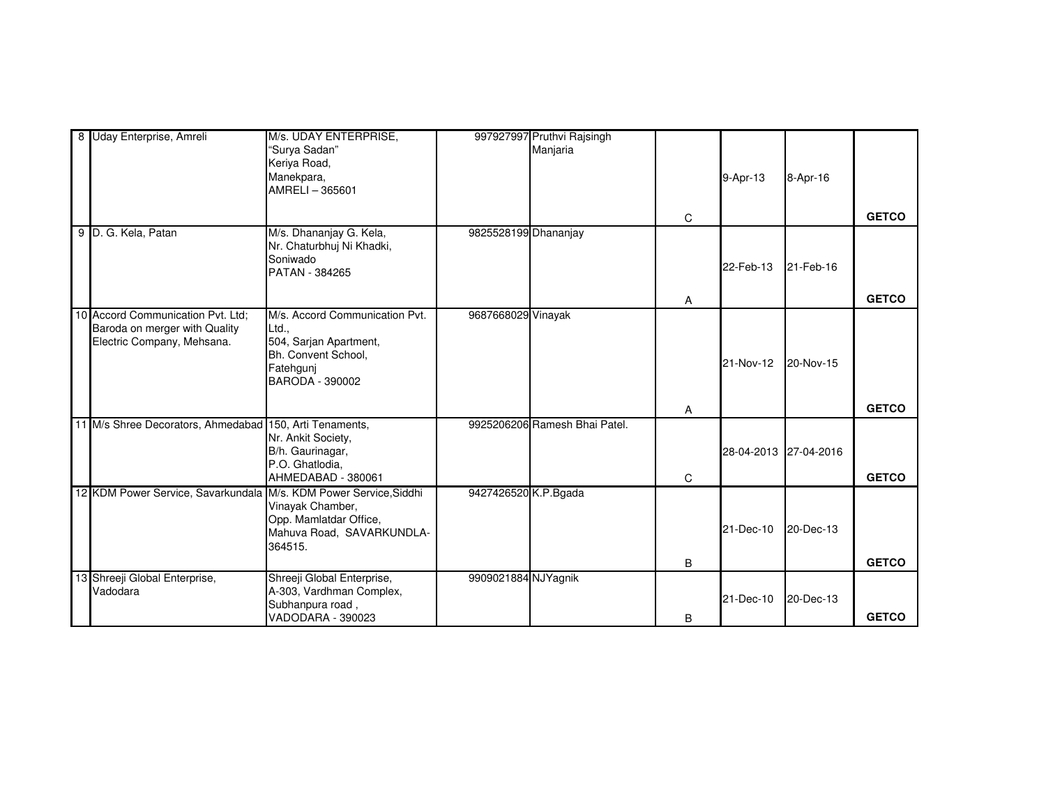| | | | | | | | | |
|---|---|---|---|---|---|---|---|---|
| 8 | Uday Enterprise, Amreli | M/s. UDAY ENTERPRISE, "Surya Sadan" Keriya Road, Manekpara, AMRELI – 365601 | 997927997 | Pruthvi Rajsingh Manjaria | C | 9-Apr-13 | 8-Apr-16 | **GETCO** |
| 9 | D. G. Kela, Patan | M/s. Dhananjay G. Kela, Nr. Chaturbhuj Ni Khadki, Soniwado PATAN - 384265 | 9825528199 | Dhananjay | A | 22-Feb-13 | 21-Feb-16 | **GETCO** |
| 10 | Accord Communication Pvt. Ltd; Baroda on merger with Quality Electric Company, Mehsana. | M/s. Accord Communication Pvt. Ltd., 504, Sarjan Apartment, Bh. Convent School, Fatehgunj BARODA - 390002 | 9687668029 | Vinayak | A | 21-Nov-12 | 20-Nov-15 | **GETCO** |
| 11 | M/s Shree Decorators, Ahmedabad | 150, Arti Tenaments, Nr. Ankit Society, B/h. Gaurinagar, P.O. Ghatlodia, AHMEDABAD - 380061 | 9925206206 | Ramesh Bhai Patel. | C | 28-04-2013 | 27-04-2016 | **GETCO** |
| 12 | KDM Power Service, Savarkundala | M/s. KDM Power Service,Siddhi Vinayak Chamber, Opp. Mamlatdar Office, Mahuva Road, SAVARKUNDLA-364515. | 9427426520 | K.P.Bgada | B | 21-Dec-10 | 20-Dec-13 | **GETCO** |
| 13 | Shreeji Global Enterprise, Vadodara | Shreeji Global Enterprise, A-303, Vardhman Complex, Subhanpura road , VADODARA - 390023 | 9909021884 | NJYagnik | B | 21-Dec-10 | 20-Dec-13 | **GETCO** |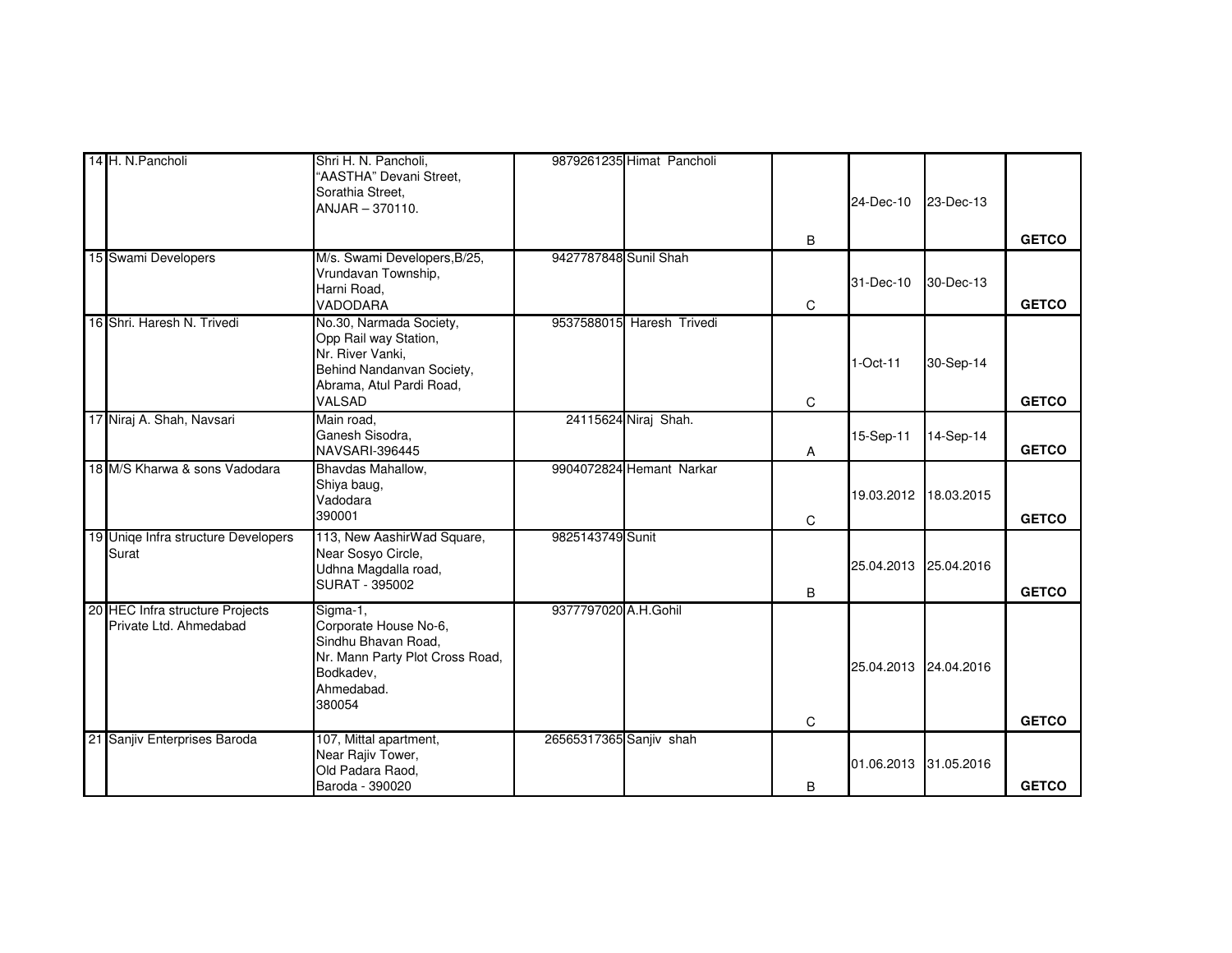| | | | | | | | | |
|---|---|---|---|---|---|---|---|---|
| 14 | H. N.Pancholi | Shri H. N. Pancholi,<br>"AASTHA" Devani Street,<br>Sorathia Street,<br>ANJAR – 370110. | 9879261235 | Himat Pancholi | B | 24-Dec-10 | 23-Dec-13 | **GETCO** |
| 15 | Swami Developers | M/s. Swami Developers,B/25,<br>Vrundavan Township,<br>Harni Road,<br>VADODARA | 9427787848 | Sunil Shah | C | 31-Dec-10 | 30-Dec-13 | **GETCO** |
| 16 | Shri. Haresh N. Trivedi | No.30, Narmada Society,<br>Opp Rail way Station,<br>Nr. River Vanki,<br>Behind Nandanvan Society,<br>Abrama, Atul Pardi Road,<br>VALSAD | 9537588015 | Haresh Trivedi | C | 1-Oct-11 | 30-Sep-14 | **GETCO** |
| 17 | Niraj A. Shah, Navsari | Main road,<br>Ganesh Sisodra,<br>NAVSARI-396445 | 24115624 | Niraj Shah. | A | 15-Sep-11 | 14-Sep-14 | **GETCO** |
| 18 | M/S Kharwa & sons Vadodara | Bhavdas Mahallow,<br>Shiya baug,<br>Vadodara<br>390001 | 9904072824 | Hemant Narkar | C | 19.03.2012 | 18.03.2015 | **GETCO** |
| 19 | Uniqe Infra structure Developers Surat | 113, New AashirWad Square,<br>Near Sosyo Circle,<br>Udhna Magdalla road,<br>SURAT - 395002 | 9825143749 | Sunit | B | 25.04.2013 | 25.04.2016 | **GETCO** |
| 20 | HEC Infra structure Projects Private Ltd. Ahmedabad | Sigma-1,<br>Corporate House No-6,<br>Sindhu Bhavan Road,<br>Nr. Mann Party Plot Cross Road,<br>Bodkadev,<br>Ahmedabad.<br>380054 | 9377797020 | A.H.Gohil | C | 25.04.2013 | 24.04.2016 | **GETCO** |
| 21 | Sanjiv Enterprises Baroda | 107, Mittal apartment,<br>Near Rajiv Tower,<br>Old Padara Raod,<br>Baroda - 390020 | 26565317365 | Sanjiv shah | B | 01.06.2013 | 31.05.2016 | **GETCO** |